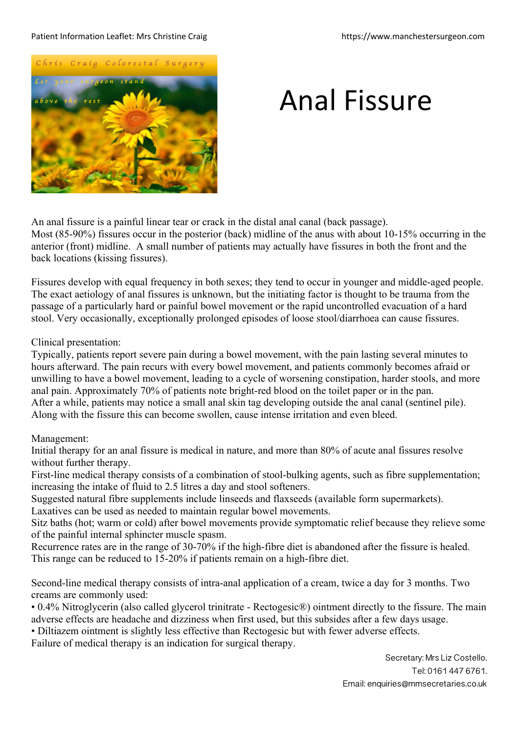# Anal Fissure

An anal fissure is a painful linear tear or crack in the distal anal canal (back passage). Most (85-90%) fissures occur in the posterior (back) midline of the anus with about 10-15% occurring in the anterior (front) midline. A small number of patients may actually have fissures in both the front and the back locations (kissing fissures).

Fissures develop with equal frequency in both sexes; they tend to occur in younger and middle-aged people. The exact aetiology of anal fissures is unknown, but the initiating factor is thought to be trauma from the passage of a particularly hard or painful bowel movement or the rapid uncontrolled evacuation of a hard stool. Very occasionally, exceptionally prolonged episodes of loose stool/diarrhoea can cause fissures.

Clinical presentation:

Typically, patients report severe pain during a bowel movement, with the pain lasting several minutes to hours afterward. The pain recurs with every bowel movement, and patients commonly becomes afraid or unwilling to have a bowel movement, leading to a cycle of worsening constipation, harder stools, and more anal pain. Approximately 70% of patients note bright-red blood on the toilet paper or in the pan. After a while, patients may notice a small anal skin tag developing outside the anal canal (sentinel pile). Along with the fissure this can become swollen, cause intense irritation and even bleed.

Management:

Initial therapy for an anal fissure is medical in nature, and more than 80% of acute anal fissures resolve without further therapy.

First-line medical therapy consists of a combination of stool-bulking agents, such as fibre supplementation; increasing the intake of fluid to 2.5 litres a day and stool softeners.

Suggested natural fibre supplements include linseeds and flaxseeds (available form supermarkets).

Laxatives can be used as needed to maintain regular bowel movements.

Sitz baths (hot; warm or cold) after bowel movements provide symptomatic relief because they relieve some of the painful internal sphincter muscle spasm.

Recurrence rates are in the range of 30-70% if the high-fibre diet is abandoned after the fissure is healed. This range can be reduced to 15-20% if patients remain on a high-fibre diet.

Second-line medical therapy consists of intra-anal application of a cream, twice a day for 3 months. Two creams are commonly used:

- 0.4% Nitroglycerin (also called glycerol trinitrate - Rectogesic®) ointment directly to the fissure. The main adverse effects are headache and dizziness when first used, but this subsides after a few days usage.
- Diltiazem ointment is slightly less effective than Rectogesic but with fewer adverse effects.

Failure of medical therapy is an indication for surgical therapy.

Secretary: Mrs Liz Costello.
Tel: 0161 447 6761.
Email: enquiries@mmsecretaries.co.uk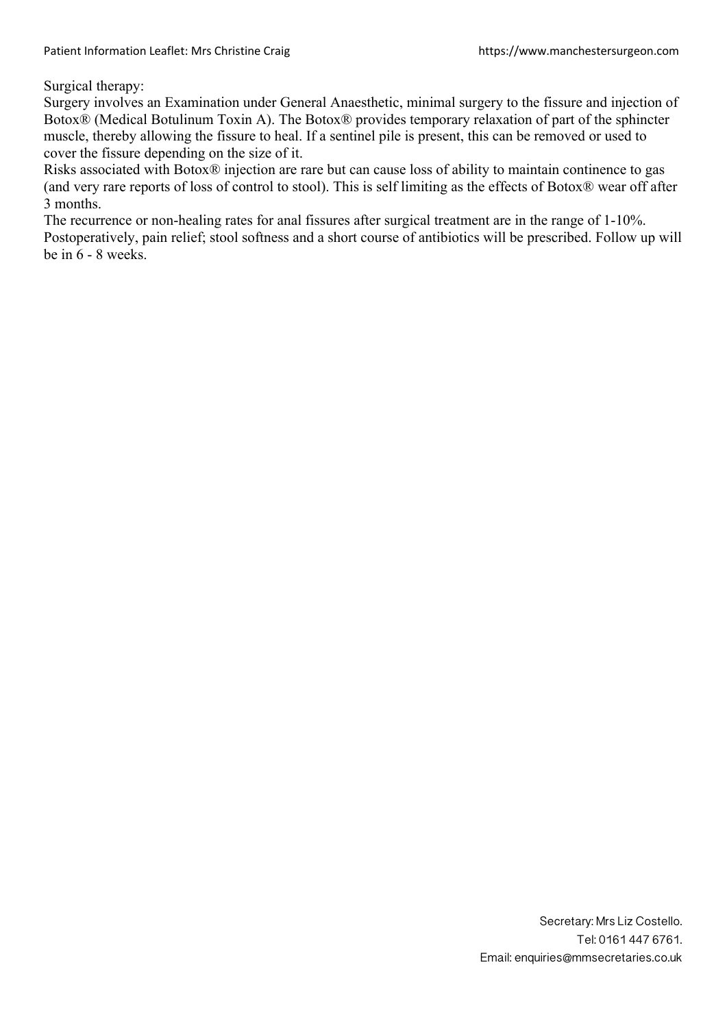Surgical therapy:

Surgery involves an Examination under General Anaesthetic, minimal surgery to the fissure and injection of Botox® (Medical Botulinum Toxin A). The Botox® provides temporary relaxation of part of the sphincter muscle, thereby allowing the fissure to heal. If a sentinel pile is present, this can be removed or used to cover the fissure depending on the size of it.

Risks associated with Botox® injection are rare but can cause loss of ability to maintain continence to gas (and very rare reports of loss of control to stool). This is self limiting as the effects of Botox® wear off after 3 months.

The recurrence or non-healing rates for anal fissures after surgical treatment are in the range of 1-10%.

Postoperatively, pain relief; stool softness and a short course of antibiotics will be prescribed. Follow up will be in 6 - 8 weeks.

Secretary: Mrs Liz Costello.
Tel: 0161 447 6761.
Email: enquiries@mmsecretaries.co.uk